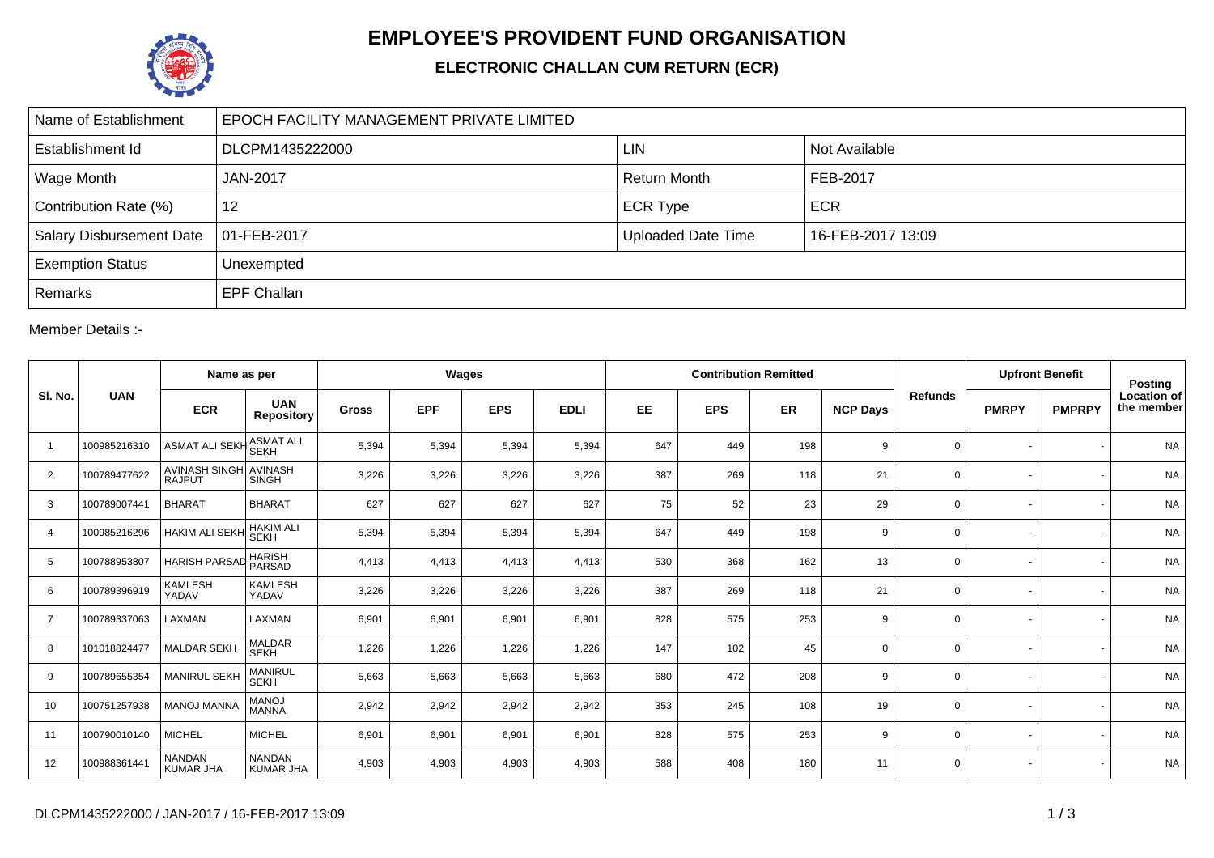# EMPLOYEE'S PROVIDENT FUND ORGANISATION

## ELECTRONIC CHALLAN CUM RETURN (ECR)

| Name of Establishment | EPOCH FACILITY MANAGEMENT PRIVATE LIMITED | | |
|---|---|---|---|
| Establishment Id | DLCPM1435222000 | LIN | Not Available |
| Wage Month | JAN-2017 | Return Month | FEB-2017 |
| Contribution Rate (%) | 12 | ECR Type | ECR |
| Salary Disbursement Date | 01-FEB-2017 | Uploaded Date Time | 16-FEB-2017 13:09 |
| Exemption Status | Unexempted | | |
| Remarks | EPF Challan | | |

Member Details :-

| Sl. No. | UAN | Name as per | | Wages | | | | Contribution Remitted | | | | Refunds | Upfront Benefit | | Posting Location of the member |
|---|---|---|---|---|---|---|---|---|---|---|---|---|---|---|---|
| | | ECR | UAN Repository | Gross | EPF | EPS | EDLI | EE | EPS | ER | NCP Days | | PMRPY | PMPRPY | |
| 1 | 100985216310 | ASMAT ALI SEKH | ASMAT ALI SEKH | 5,394 | 5,394 | 5,394 | 5,394 | 647 | 449 | 198 | 9 | 0 | - | - | NA |
| 2 | 100789477622 | AVINASH SINGH RAJPUT | AVINASH SINGH | 3,226 | 3,226 | 3,226 | 3,226 | 387 | 269 | 118 | 21 | 0 | - | - | NA |
| 3 | 100789007441 | BHARAT | BHARAT | 627 | 627 | 627 | 627 | 75 | 52 | 23 | 29 | 0 | - | - | NA |
| 4 | 100985216296 | HAKIM ALI SEKH | HAKIM ALI SEKH | 5,394 | 5,394 | 5,394 | 5,394 | 647 | 449 | 198 | 9 | 0 | - | - | NA |
| 5 | 100788953807 | HARISH PARSAD | HARISH PARSAD | 4,413 | 4,413 | 4,413 | 4,413 | 530 | 368 | 162 | 13 | 0 | - | - | NA |
| 6 | 100789396919 | KAMLESH YADAV | KAMLESH YADAV | 3,226 | 3,226 | 3,226 | 3,226 | 387 | 269 | 118 | 21 | 0 | - | - | NA |
| 7 | 100789337063 | LAXMAN | LAXMAN | 6,901 | 6,901 | 6,901 | 6,901 | 828 | 575 | 253 | 9 | 0 | - | - | NA |
| 8 | 101018824477 | MALDAR SEKH | MALDAR SEKH | 1,226 | 1,226 | 1,226 | 1,226 | 147 | 102 | 45 | 0 | 0 | - | - | NA |
| 9 | 100789655354 | MANIRUL SEKH | MANIRUL SEKH | 5,663 | 5,663 | 5,663 | 5,663 | 680 | 472 | 208 | 9 | 0 | - | - | NA |
| 10 | 100751257938 | MANOJ MANNA | MANOJ MANNA | 2,942 | 2,942 | 2,942 | 2,942 | 353 | 245 | 108 | 19 | 0 | - | - | NA |
| 11 | 100790010140 | MICHEL | MICHEL | 6,901 | 6,901 | 6,901 | 6,901 | 828 | 575 | 253 | 9 | 0 | - | - | NA |
| 12 | 100988361441 | NANDAN KUMAR JHA | NANDAN KUMAR JHA | 4,903 | 4,903 | 4,903 | 4,903 | 588 | 408 | 180 | 11 | 0 | - | - | NA |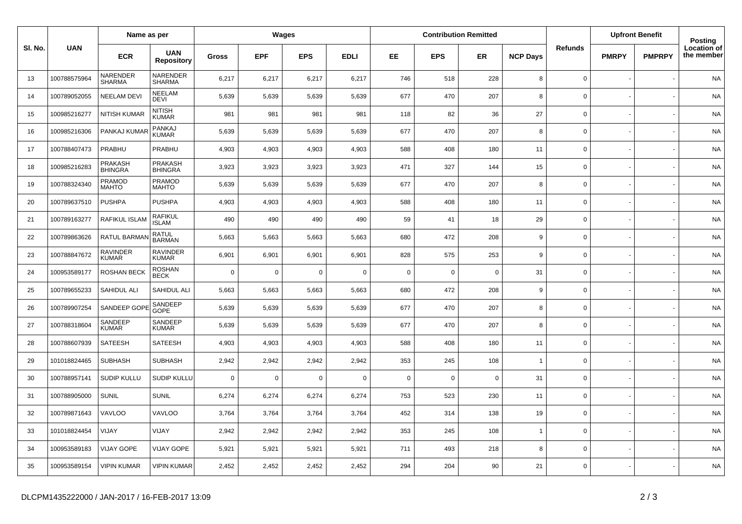| Sl. No. | UAN | Name as per | | Wages | | | | Contribution Remitted | | | | Refunds | Upfront Benefit | | Posting Location of the member |
|---|---|---|---|---|---|---|---|---|---|---|---|---|---|---|---|
| | | ECR | UAN Repository | Gross | EPF | EPS | EDLI | EE | EPS | ER | NCP Days | | PMRPY | PMPRPY | |
| 13 | 100788575964 | NARENDER SHARMA | NARENDER SHARMA | 6,217 | 6,217 | 6,217 | 6,217 | 746 | 518 | 228 | 8 | 0 | - | - | NA |
| 14 | 100789052055 | NEELAM DEVI | NEELAM DEVI | 5,639 | 5,639 | 5,639 | 5,639 | 677 | 470 | 207 | 8 | 0 | - | - | NA |
| 15 | 100985216277 | NITISH KUMAR | NITISH KUMAR | 981 | 981 | 981 | 981 | 118 | 82 | 36 | 27 | 0 | - | - | NA |
| 16 | 100985216306 | PANKAJ KUMAR | PANKAJ KUMAR | 5,639 | 5,639 | 5,639 | 5,639 | 677 | 470 | 207 | 8 | 0 | - | - | NA |
| 17 | 100788407473 | PRABHU | PRABHU | 4,903 | 4,903 | 4,903 | 4,903 | 588 | 408 | 180 | 11 | 0 | - | - | NA |
| 18 | 100985216283 | PRAKASH BHINGRA | PRAKASH BHINGRA | 3,923 | 3,923 | 3,923 | 3,923 | 471 | 327 | 144 | 15 | 0 | - | - | NA |
| 19 | 100788324340 | PRAMOD MAHTO | PRAMOD MAHTO | 5,639 | 5,639 | 5,639 | 5,639 | 677 | 470 | 207 | 8 | 0 | - | - | NA |
| 20 | 100789637510 | PUSHPA | PUSHPA | 4,903 | 4,903 | 4,903 | 4,903 | 588 | 408 | 180 | 11 | 0 | - | - | NA |
| 21 | 100789163277 | RAFIKUL ISLAM | RAFIKUL ISLAM | 490 | 490 | 490 | 490 | 59 | 41 | 18 | 29 | 0 | - | - | NA |
| 22 | 100789863626 | RATUL BARMAN | RATUL BARMAN | 5,663 | 5,663 | 5,663 | 5,663 | 680 | 472 | 208 | 9 | 0 | - | - | NA |
| 23 | 100788847672 | RAVINDER KUMAR | RAVINDER KUMAR | 6,901 | 6,901 | 6,901 | 6,901 | 828 | 575 | 253 | 9 | 0 | - | - | NA |
| 24 | 100953589177 | ROSHAN BECK | ROSHAN BECK | 0 | 0 | 0 | 0 | 0 | 0 | 0 | 31 | 0 | - | - | NA |
| 25 | 100789655233 | SAHIDUL ALI | SAHIDUL ALI | 5,663 | 5,663 | 5,663 | 5,663 | 680 | 472 | 208 | 9 | 0 | - | - | NA |
| 26 | 100789907254 | SANDEEP GOPE | SANDEEP GOPE | 5,639 | 5,639 | 5,639 | 5,639 | 677 | 470 | 207 | 8 | 0 | - | - | NA |
| 27 | 100788318604 | SANDEEP KUMAR | SANDEEP KUMAR | 5,639 | 5,639 | 5,639 | 5,639 | 677 | 470 | 207 | 8 | 0 | - | - | NA |
| 28 | 100788607939 | SATEESH | SATEESH | 4,903 | 4,903 | 4,903 | 4,903 | 588 | 408 | 180 | 11 | 0 | - | - | NA |
| 29 | 101018824465 | SUBHASH | SUBHASH | 2,942 | 2,942 | 2,942 | 2,942 | 353 | 245 | 108 | 1 | 0 | - | - | NA |
| 30 | 100788957141 | SUDIP KULLU | SUDIP KULLU | 0 | 0 | 0 | 0 | 0 | 0 | 0 | 31 | 0 | - | - | NA |
| 31 | 100788905000 | SUNIL | SUNIL | 6,274 | 6,274 | 6,274 | 6,274 | 753 | 523 | 230 | 11 | 0 | - | - | NA |
| 32 | 100789871643 | VAVLOO | VAVLOO | 3,764 | 3,764 | 3,764 | 3,764 | 452 | 314 | 138 | 19 | 0 | - | - | NA |
| 33 | 101018824454 | VIJAY | VIJAY | 2,942 | 2,942 | 2,942 | 2,942 | 353 | 245 | 108 | 1 | 0 | - | - | NA |
| 34 | 100953589183 | VIJAY GOPE | VIJAY GOPE | 5,921 | 5,921 | 5,921 | 5,921 | 711 | 493 | 218 | 8 | 0 | - | - | NA |
| 35 | 100953589154 | VIPIN KUMAR | VIPIN KUMAR | 2,452 | 2,452 | 2,452 | 2,452 | 294 | 204 | 90 | 21 | 0 | - | - | NA |

DLCPM1435222000 / JAN-2017 / 16-FEB-2017 13:09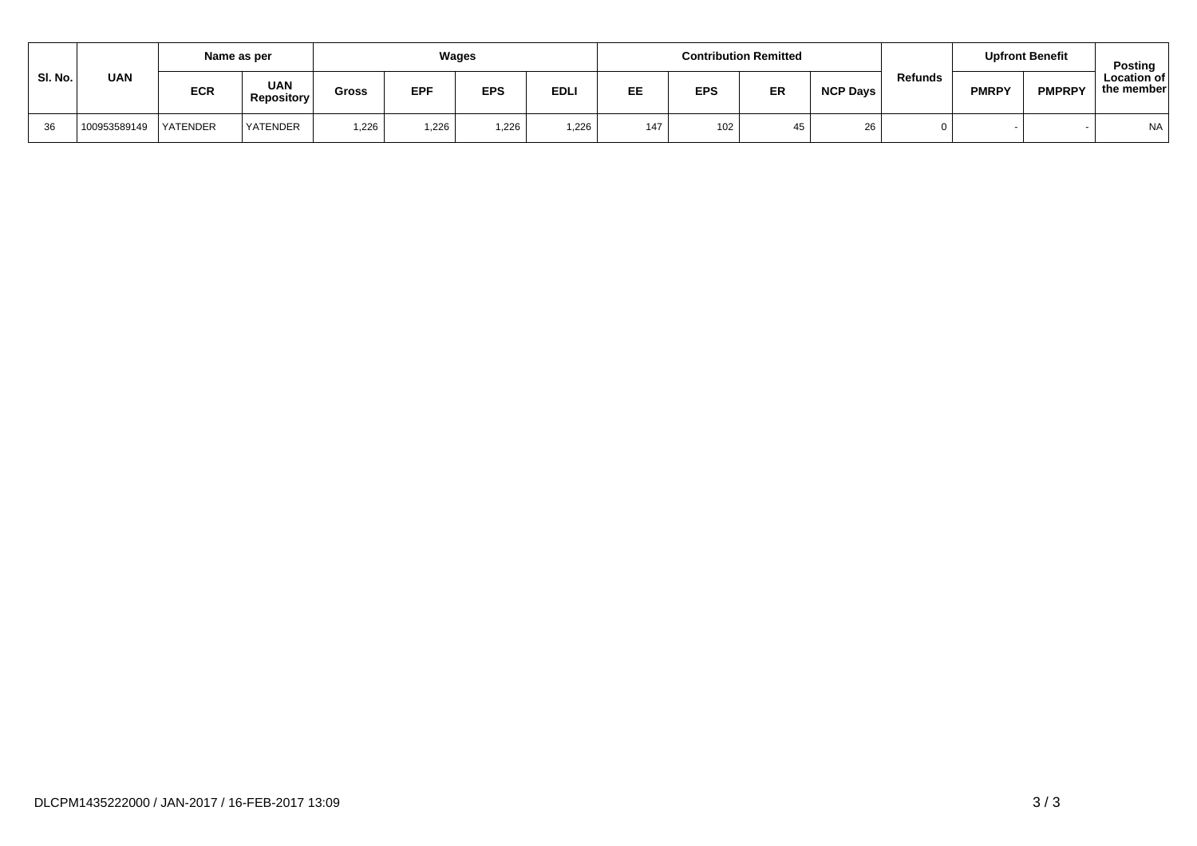| Sl. No. | UAN | Name as per | | Wages | | | | Contribution Remitted | | | | Refunds | Upfront Benefit | | Posting Location of the member |
|---|---|---|---|---|---|---|---|---|---|---|---|---|---|---|---|
| | | ECR | UAN Repository | Gross | EPF | EPS | EDLI | EE | EPS | ER | NCP Days | | PMRPY | PMPRPY | |
| 36 | 100953589149 | YATENDER | YATENDER | 1,226 | 1,226 | 1,226 | 1,226 | 147 | 102 | 45 | 26 | 0 | - | - | NA |

DLCPM1435222000 / JAN-2017 / 16-FEB-2017 13:09